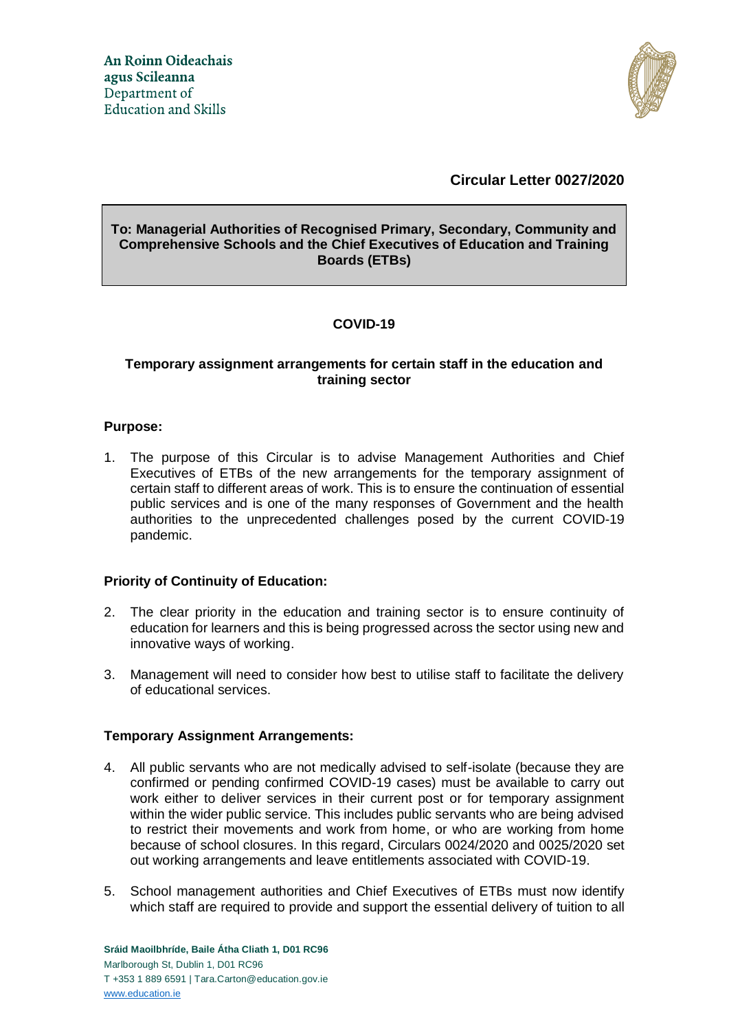An Roinn Oideachais agus Scileanna
Department of Education and Skills

**Circular Letter 0027/2020**

**To: Managerial Authorities of Recognised Primary, Secondary, Community and Comprehensive Schools and the Chief Executives of Education and Training Boards (ETBs)**

## COVID-19

### Temporary assignment arrangements for certain staff in the education and training sector

**Purpose:**

1. The purpose of this Circular is to advise Management Authorities and Chief Executives of ETBs of the new arrangements for the temporary assignment of certain staff to different areas of work. This is to ensure the continuation of essential public services and is one of the many responses of Government and the health authorities to the unprecedented challenges posed by the current COVID-19 pandemic.

**Priority of Continuity of Education:**

2. The clear priority in the education and training sector is to ensure continuity of education for learners and this is being progressed across the sector using new and innovative ways of working.

3. Management will need to consider how best to utilise staff to facilitate the delivery of educational services.

**Temporary Assignment Arrangements:**

4. All public servants who are not medically advised to self-isolate (because they are confirmed or pending confirmed COVID-19 cases) must be available to carry out work either to deliver services in their current post or for temporary assignment within the wider public service. This includes public servants who are being advised to restrict their movements and work from home, or who are working from home because of school closures. In this regard, Circulars 0024/2020 and 0025/2020 set out working arrangements and leave entitlements associated with COVID-19.

5. School management authorities and Chief Executives of ETBs must now identify which staff are required to provide and support the essential delivery of tuition to all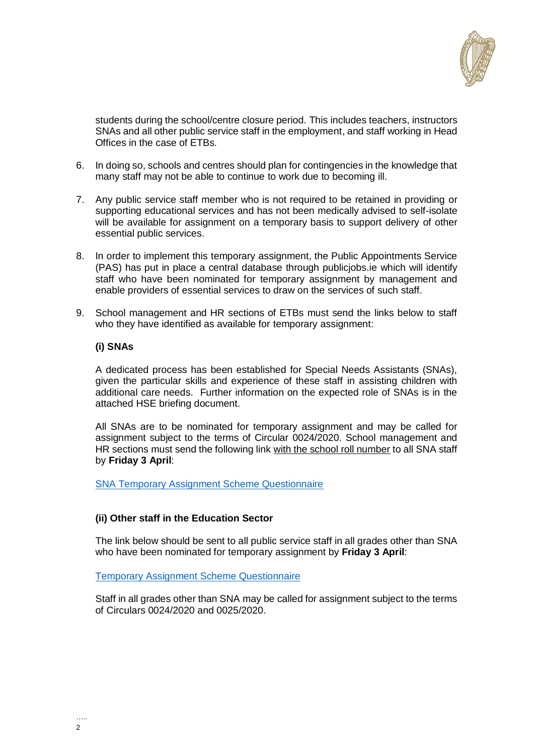students during the school/centre closure period. This includes teachers, instructors SNAs and all other public service staff in the employment, and staff working in Head Offices in the case of ETBs.

6. In doing so, schools and centres should plan for contingencies in the knowledge that many staff may not be able to continue to work due to becoming ill.

7. Any public service staff member who is not required to be retained in providing or supporting educational services and has not been medically advised to self-isolate will be available for assignment on a temporary basis to support delivery of other essential public services.

8. In order to implement this temporary assignment, the Public Appointments Service (PAS) has put in place a central database through publicjobs.ie which will identify staff who have been nominated for temporary assignment by management and enable providers of essential services to draw on the services of such staff.

9. School management and HR sections of ETBs must send the links below to staff who they have identified as available for temporary assignment:

   **(i) SNAs**

   A dedicated process has been established for Special Needs Assistants (SNAs), given the particular skills and experience of these staff in assisting children with additional care needs. Further information on the expected role of SNAs is in the attached HSE briefing document.

   All SNAs are to be nominated for temporary assignment and may be called for assignment subject to the terms of Circular 0024/2020. School management and HR sections must send the following link with the school roll number to all SNA staff by **Friday 3 April**:

   SNA Temporary Assignment Scheme Questionnaire

   **(ii) Other staff in the Education Sector**

   The link below should be sent to all public service staff in all grades other than SNA who have been nominated for temporary assignment by **Friday 3 April**:

   Temporary Assignment Scheme Questionnaire

   Staff in all grades other than SNA may be called for assignment subject to the terms of Circulars 0024/2020 and 0025/2020.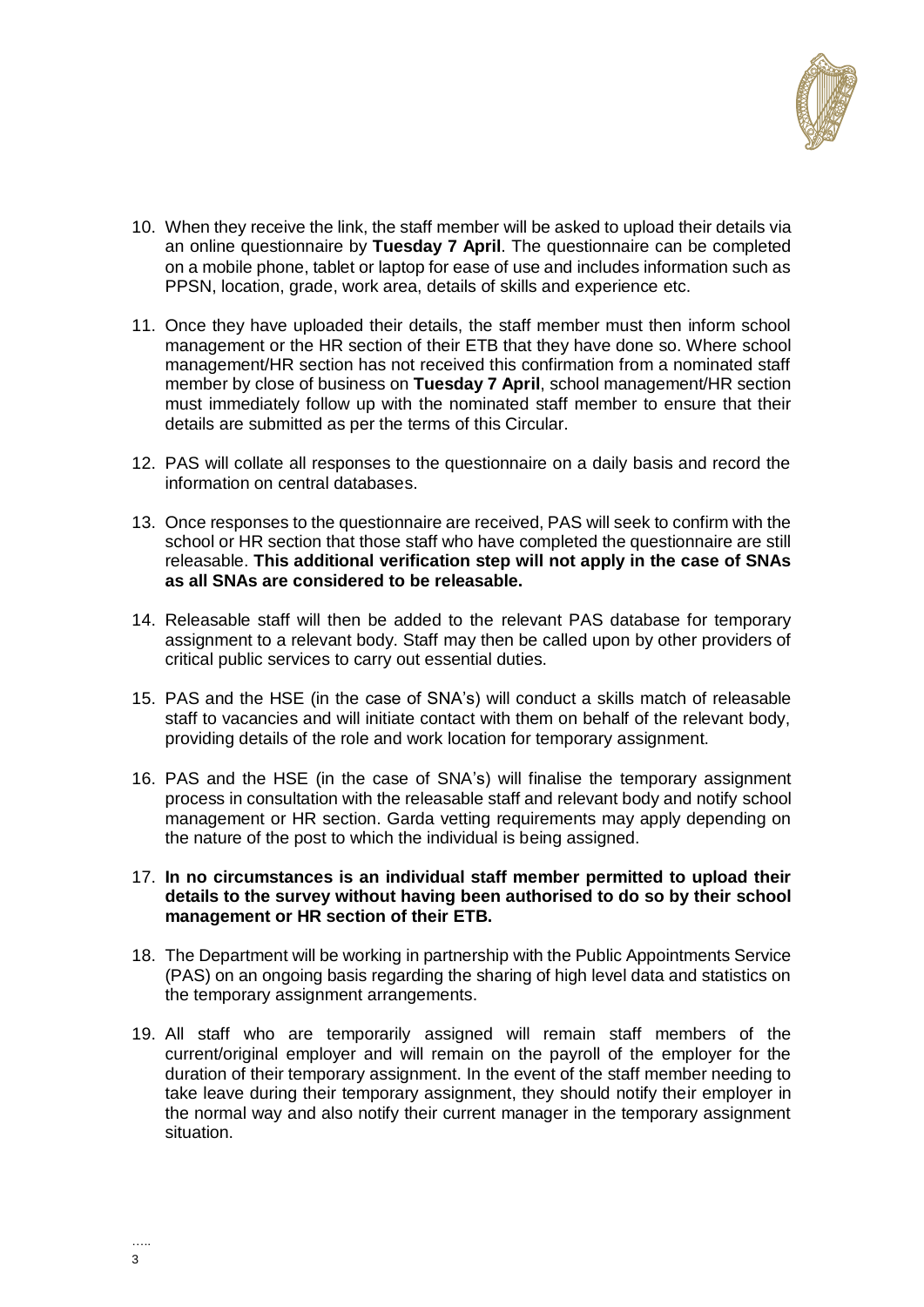10. When they receive the link, the staff member will be asked to upload their details via an online questionnaire by **Tuesday 7 April**. The questionnaire can be completed on a mobile phone, tablet or laptop for ease of use and includes information such as PPSN, location, grade, work area, details of skills and experience etc.

11. Once they have uploaded their details, the staff member must then inform school management or the HR section of their ETB that they have done so. Where school management/HR section has not received this confirmation from a nominated staff member by close of business on **Tuesday 7 April**, school management/HR section must immediately follow up with the nominated staff member to ensure that their details are submitted as per the terms of this Circular.

12. PAS will collate all responses to the questionnaire on a daily basis and record the information on central databases.

13. Once responses to the questionnaire are received, PAS will seek to confirm with the school or HR section that those staff who have completed the questionnaire are still releasable. **This additional verification step will not apply in the case of SNAs as all SNAs are considered to be releasable.**

14. Releasable staff will then be added to the relevant PAS database for temporary assignment to a relevant body. Staff may then be called upon by other providers of critical public services to carry out essential duties.

15. PAS and the HSE (in the case of SNA's) will conduct a skills match of releasable staff to vacancies and will initiate contact with them on behalf of the relevant body, providing details of the role and work location for temporary assignment.

16. PAS and the HSE (in the case of SNA's) will finalise the temporary assignment process in consultation with the releasable staff and relevant body and notify school management or HR section. Garda vetting requirements may apply depending on the nature of the post to which the individual is being assigned.

17. **In no circumstances is an individual staff member permitted to upload their details to the survey without having been authorised to do so by their school management or HR section of their ETB.**

18. The Department will be working in partnership with the Public Appointments Service (PAS) on an ongoing basis regarding the sharing of high level data and statistics on the temporary assignment arrangements.

19. All staff who are temporarily assigned will remain staff members of the current/original employer and will remain on the payroll of the employer for the duration of their temporary assignment. In the event of the staff member needing to take leave during their temporary assignment, they should notify their employer in the normal way and also notify their current manager in the temporary assignment situation.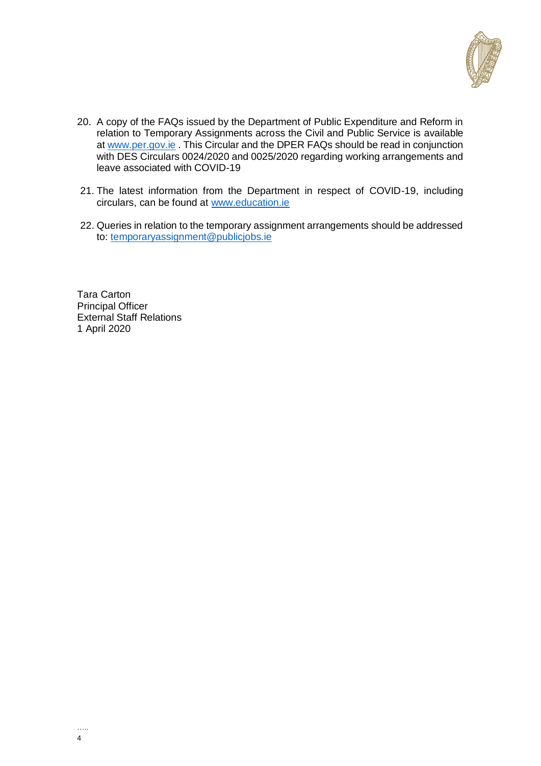20. A copy of the FAQs issued by the Department of Public Expenditure and Reform in relation to Temporary Assignments across the Civil and Public Service is available at www.per.gov.ie . This Circular and the DPER FAQs should be read in conjunction with DES Circulars 0024/2020 and 0025/2020 regarding working arrangements and leave associated with COVID-19

21. The latest information from the Department in respect of COVID-19, including circulars, can be found at www.education.ie

22. Queries in relation to the temporary assignment arrangements should be addressed to: temporaryassignment@publicjobs.ie

Tara Carton  
Principal Officer  
External Staff Relations  
1 April 2020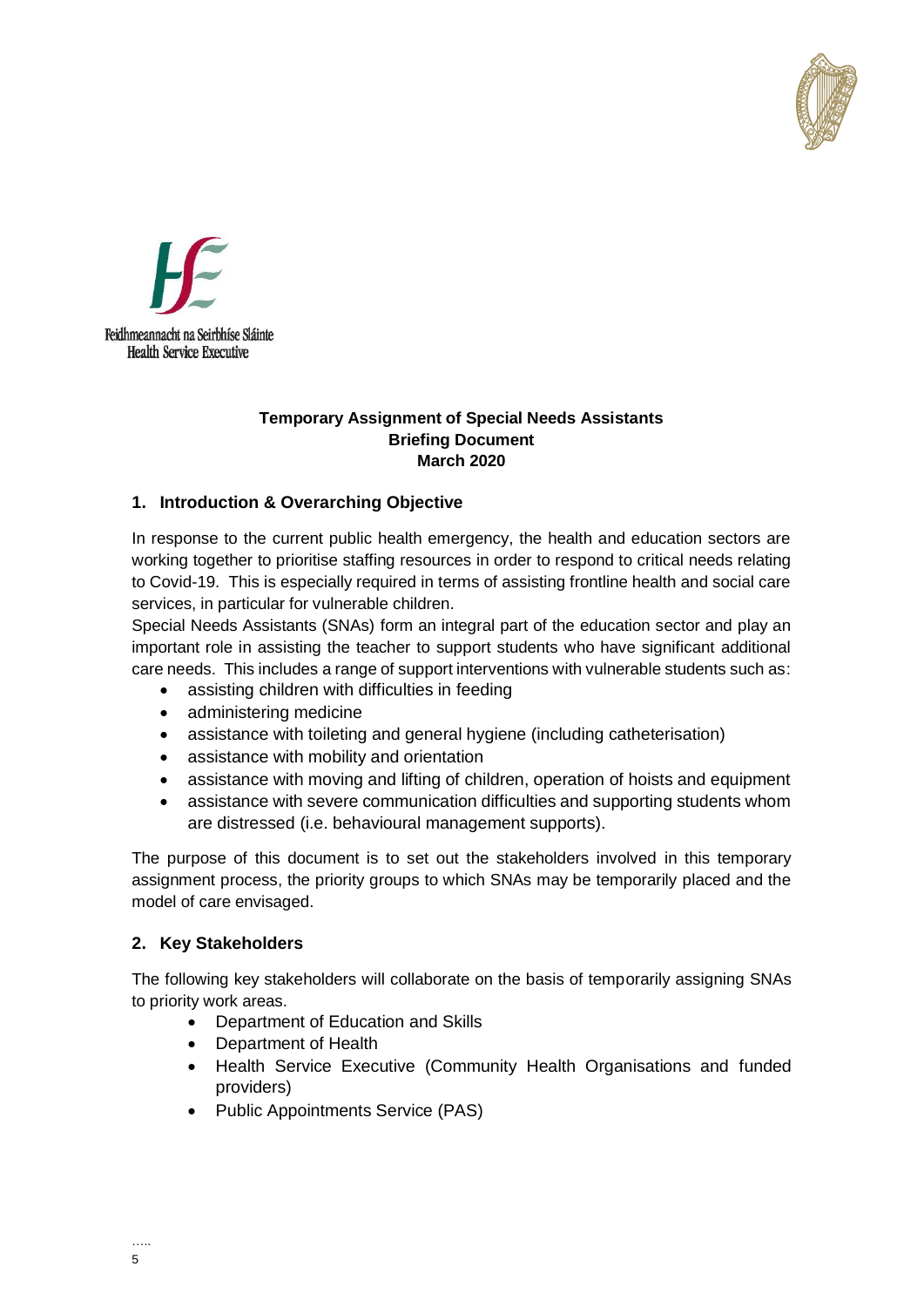Feidhmeannacht na Seirbhíse Sláinte
Health Service Executive

**Temporary Assignment of Special Needs Assistants**
**Briefing Document**
**March 2020**

## 1. Introduction & Overarching Objective

In response to the current public health emergency, the health and education sectors are working together to prioritise staffing resources in order to respond to critical needs relating to Covid-19. This is especially required in terms of assisting frontline health and social care services, in particular for vulnerable children.

Special Needs Assistants (SNAs) form an integral part of the education sector and play an important role in assisting the teacher to support students who have significant additional care needs. This includes a range of support interventions with vulnerable students such as:

- assisting children with difficulties in feeding
- administering medicine
- assistance with toileting and general hygiene (including catheterisation)
- assistance with mobility and orientation
- assistance with moving and lifting of children, operation of hoists and equipment
- assistance with severe communication difficulties and supporting students whom are distressed (i.e. behavioural management supports).

The purpose of this document is to set out the stakeholders involved in this temporary assignment process, the priority groups to which SNAs may be temporarily placed and the model of care envisaged.

## 2. Key Stakeholders

The following key stakeholders will collaborate on the basis of temporarily assigning SNAs to priority work areas.

- Department of Education and Skills
- Department of Health
- Health Service Executive (Community Health Organisations and funded providers)
- Public Appointments Service (PAS)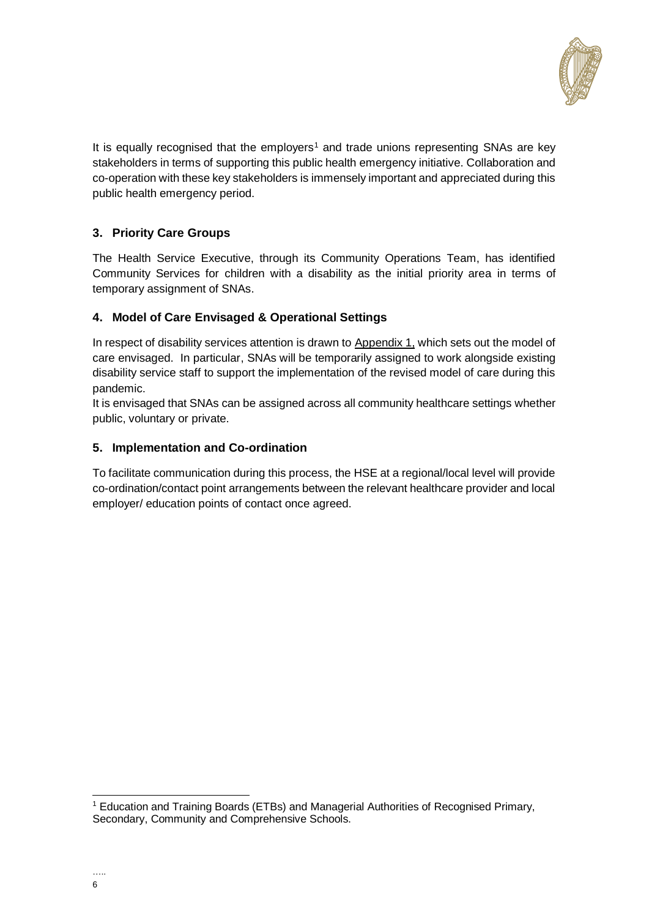It is equally recognised that the employers[1] and trade unions representing SNAs are key stakeholders in terms of supporting this public health emergency initiative. Collaboration and co-operation with these key stakeholders is immensely important and appreciated during this public health emergency period.

### 3. Priority Care Groups

The Health Service Executive, through its Community Operations Team, has identified Community Services for children with a disability as the initial priority area in terms of temporary assignment of SNAs.

### 4. Model of Care Envisaged & Operational Settings

In respect of disability services attention is drawn to Appendix 1, which sets out the model of care envisaged. In particular, SNAs will be temporarily assigned to work alongside existing disability service staff to support the implementation of the revised model of care during this pandemic.

It is envisaged that SNAs can be assigned across all community healthcare settings whether public, voluntary or private.

### 5. Implementation and Co-ordination

To facilitate communication during this process, the HSE at a regional/local level will provide co-ordination/contact point arrangements between the relevant healthcare provider and local employer/ education points of contact once agreed.

---

[1] Education and Training Boards (ETBs) and Managerial Authorities of Recognised Primary, Secondary, Community and Comprehensive Schools.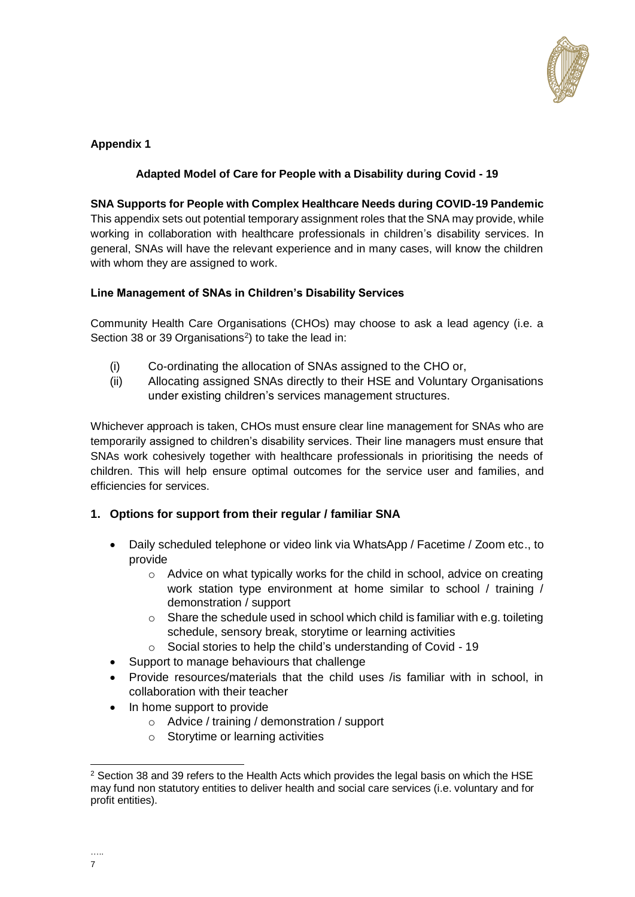**Appendix 1**

**Adapted Model of Care for People with a Disability during Covid - 19**

**SNA Supports for People with Complex Healthcare Needs during COVID-19 Pandemic**
This appendix sets out potential temporary assignment roles that the SNA may provide, while working in collaboration with healthcare professionals in children's disability services. In general, SNAs will have the relevant experience and in many cases, will know the children with whom they are assigned to work.

**Line Management of SNAs in Children's Disability Services**

Community Health Care Organisations (CHOs) may choose to ask a lead agency (i.e. a Section 38 or 39 Organisations[2]) to take the lead in:

(i) Co-ordinating the allocation of SNAs assigned to the CHO or,
(ii) Allocating assigned SNAs directly to their HSE and Voluntary Organisations under existing children's services management structures.

Whichever approach is taken, CHOs must ensure clear line management for SNAs who are temporarily assigned to children's disability services. Their line managers must ensure that SNAs work cohesively together with healthcare professionals in prioritising the needs of children. This will help ensure optimal outcomes for the service user and families, and efficiencies for services.

## 1. Options for support from their regular / familiar SNA

- Daily scheduled telephone or video link via WhatsApp / Facetime / Zoom etc., to provide
  - Advice on what typically works for the child in school, advice on creating work station type environment at home similar to school / training / demonstration / support
  - Share the schedule used in school which child is familiar with e.g. toileting schedule, sensory break, storytime or learning activities
  - Social stories to help the child's understanding of Covid - 19
- Support to manage behaviours that challenge
- Provide resources/materials that the child uses /is familiar with in school, in collaboration with their teacher
- In home support to provide
  - Advice / training / demonstration / support
  - Storytime or learning activities

[2] Section 38 and 39 refers to the Health Acts which provides the legal basis on which the HSE may fund non statutory entities to deliver health and social care services (i.e. voluntary and for profit entities).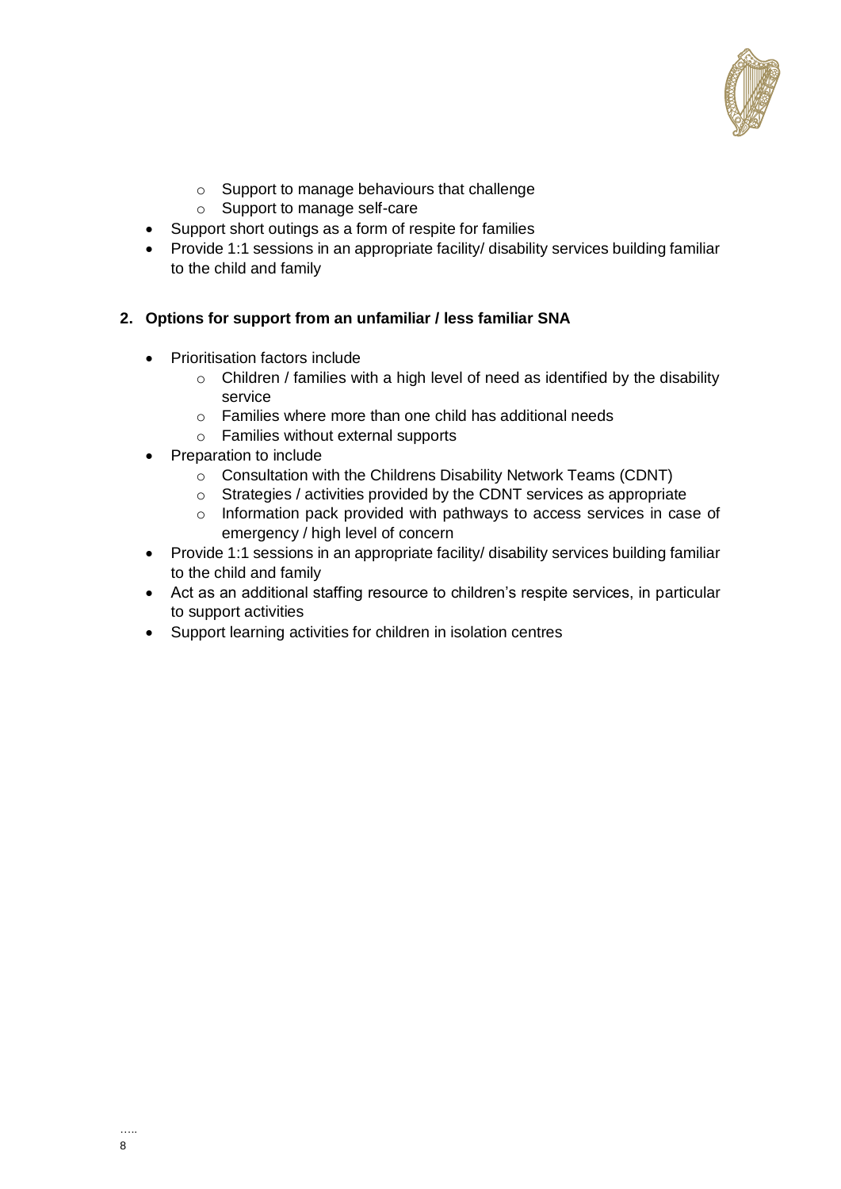- Support to manage behaviours that challenge
    - Support to manage self-care
- Support short outings as a form of respite for families
- Provide 1:1 sessions in an appropriate facility/ disability services building familiar to the child and family

**2. Options for support from an unfamiliar / less familiar SNA**

- Prioritisation factors include
    - Children / families with a high level of need as identified by the disability service
    - Families where more than one child has additional needs
    - Families without external supports
- Preparation to include
    - Consultation with the Childrens Disability Network Teams (CDNT)
    - Strategies / activities provided by the CDNT services as appropriate
    - Information pack provided with pathways to access services in case of emergency / high level of concern
- Provide 1:1 sessions in an appropriate facility/ disability services building familiar to the child and family
- Act as an additional staffing resource to children's respite services, in particular to support activities
- Support learning activities for children in isolation centres